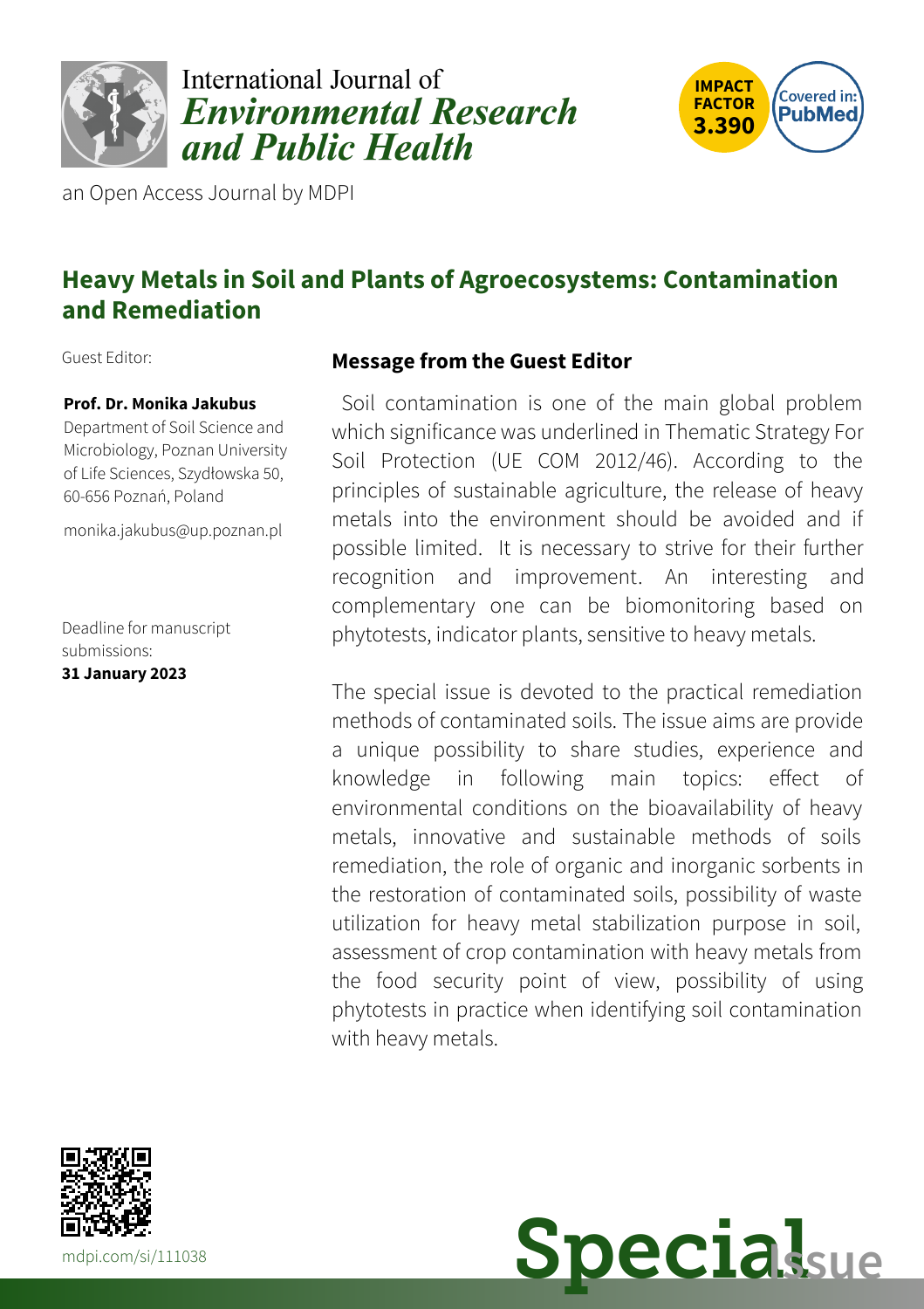International Journal of *Environmental Research and Public Health*

an Open Access Journal by MDPI

IMPACT FACTOR 3.390

Covered in: PubMed

## Heavy Metals in Soil and Plants of Agroecosystems: Contamination and Remediation

Guest Editor:

**Prof. Dr. Monika Jakubus**
Department of Soil Science and Microbiology, Poznan University of Life Sciences, Szydłowska 50, 60-656 Poznań, Poland

monika.jakubus@up.poznan.pl

Deadline for manuscript submissions:
**31 January 2023**

### Message from the Guest Editor

Soil contamination is one of the main global problem which significance was underlined in Thematic Strategy For Soil Protection (UE COM 2012/46). According to the principles of sustainable agriculture, the release of heavy metals into the environment should be avoided and if possible limited. It is necessary to strive for their further recognition and improvement. An interesting and complementary one can be biomonitoring based on phytotests, indicator plants, sensitive to heavy metals.

The special issue is devoted to the practical remediation methods of contaminated soils. The issue aims are provide a unique possibility to share studies, experience and knowledge in following main topics: effect of environmental conditions on the bioavailability of heavy metals, innovative and sustainable methods of soils remediation, the role of organic and inorganic sorbents in the restoration of contaminated soils, possibility of waste utilization for heavy metal stabilization purpose in soil, assessment of crop contamination with heavy metals from the food security point of view, possibility of using phytotests in practice when identifying soil contamination with heavy metals.

mdpi.com/si/111038

Special Issue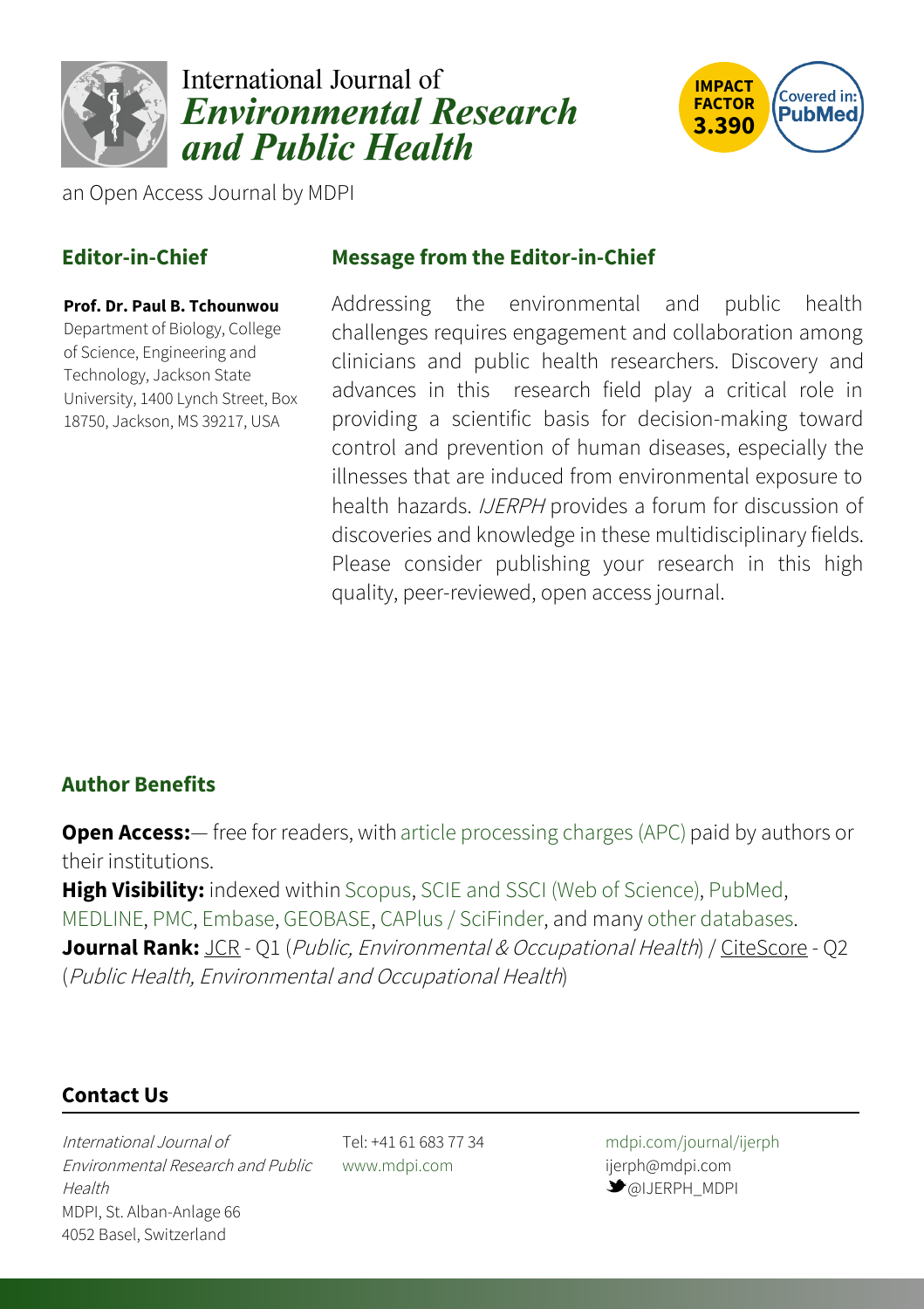# International Journal of *Environmental Research and Public Health*

IMPACT FACTOR 3.390

Covered in: PubMed

an Open Access Journal by MDPI

## Editor-in-Chief

**Prof. Dr. Paul B. Tchounwou**
Department of Biology, College of Science, Engineering and Technology, Jackson State University, 1400 Lynch Street, Box 18750, Jackson, MS 39217, USA

## Message from the Editor-in-Chief

Addressing the environmental and public health challenges requires engagement and collaboration among clinicians and public health researchers. Discovery and advances in this research field play a critical role in providing a scientific basis for decision-making toward control and prevention of human diseases, especially the illnesses that are induced from environmental exposure to health hazards. *IJERPH* provides a forum for discussion of discoveries and knowledge in these multidisciplinary fields. Please consider publishing your research in this high quality, peer-reviewed, open access journal.

## Author Benefits

**Open Access:**— free for readers, with article processing charges (APC) paid by authors or their institutions.
**High Visibility:** indexed within Scopus, SCIE and SSCI (Web of Science), PubMed, MEDLINE, PMC, Embase, GEOBASE, CAPlus / SciFinder, and many other databases.
**Journal Rank:** JCR - Q1 (*Public, Environmental & Occupational Health*) / CiteScore - Q2 (*Public Health, Environmental and Occupational Health*)

## Contact Us

*International Journal of Environmental Research and Public Health*
MDPI, St. Alban-Anlage 66
4052 Basel, Switzerland

Tel: +41 61 683 77 34
www.mdpi.com

mdpi.com/journal/ijerph
ijerph@mdpi.com
@IJERPH_MDPI